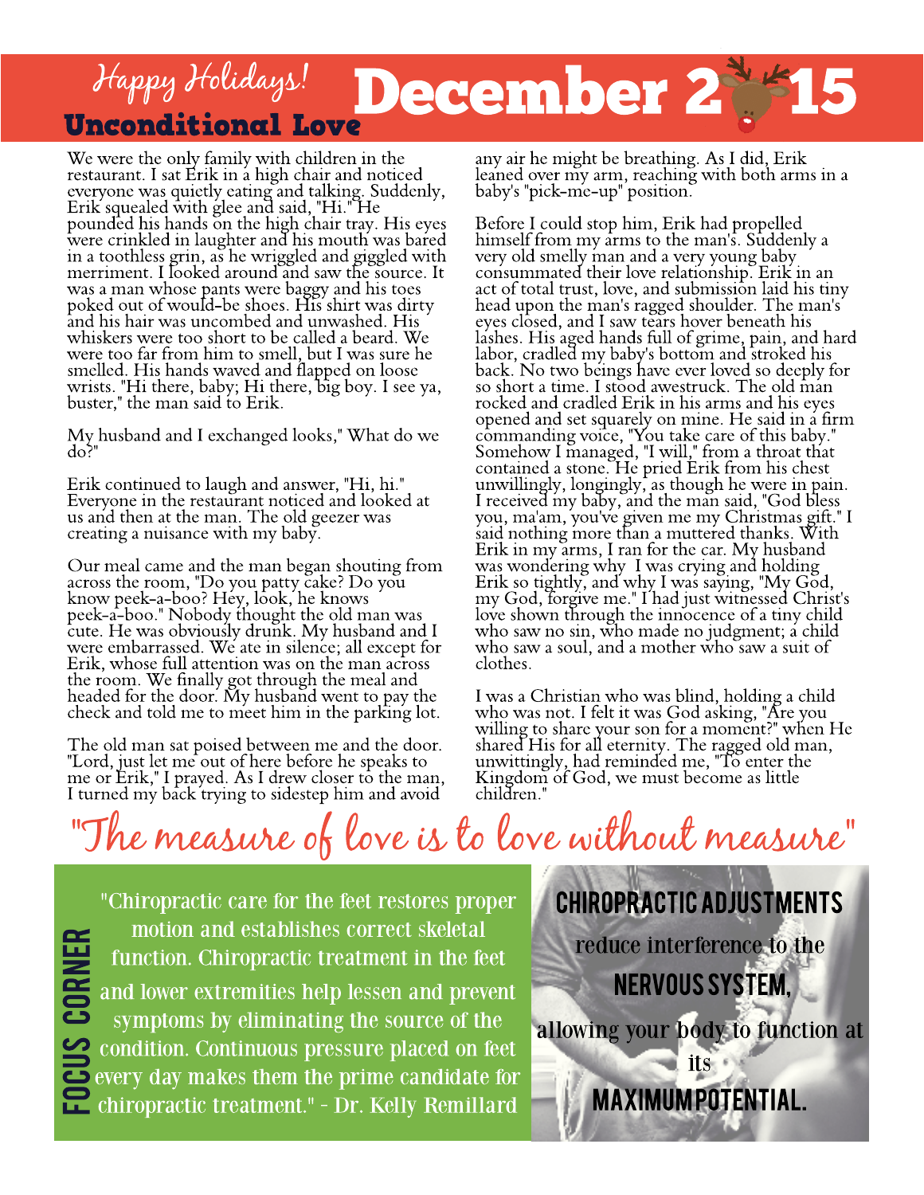Happy Holidays!

# December 2015

## Unconditional Love

We were the only family with children in the restaurant. I sat Erik in a high chair and noticed everyone was quietly eating and talking. Suddenly, Erik squealed with glee and said, "Hi." He pounded his hands on the high chair tray. His eyes were crinkled in laughter and his mouth was bared in a toothless grin, as he wriggled and giggled with merriment. I looked around and saw the source. It was a man whose pants were baggy and his toes poked out of would-be shoes. His shirt was dirty and his hair was uncombed and unwashed. His whiskers were too short to be called a beard. We were too far from him to smell, but I was sure he smelled. His hands waved and flapped on loose wrists. "Hi there, baby; Hi there, big boy. I see ya, buster," the man said to Erik.

My husband and I exchanged looks," What do we do?"

Erik continued to laugh and answer, "Hi, hi." Everyone in the restaurant noticed and looked at us and then at the man. The old geezer was creating a nuisance with my baby.

Our meal came and the man began shouting from across the room, "Do you patty cake? Do you know peek-a-boo? Hey, look, he knows peek-a-boo." Nobody thought the old man was cute. He was obviously drunk. My husband and I were embarrassed. We ate in silence; all except for Erik, whose full attention was on the man across the room. We finally got through the meal and headed for the door. My husband went to pay the check and told me to meet him in the parking lot.

The old man sat poised between me and the door. "Lord, just let me out of here before he speaks to me or Erik," I prayed. As I drew closer to the man, I turned my back trying to sidestep him and avoid any air he might be breathing. As I did, Erik leaned over my arm, reaching with both arms in a baby's "pick-me-up" position.

Before I could stop him, Erik had propelled himself from my arms to the man's. Suddenly a very old smelly man and a very young baby consummated their love relationship. Erik in an act of total trust, love, and submission laid his tiny head upon the man's ragged shoulder. The man's eyes closed, and I saw tears hover beneath his lashes. His aged hands full of grime, pain, and hard labor, cradled my baby's bottom and stroked his back. No two beings have ever loved so deeply for so short a time. I stood awestruck. The old man rocked and cradled Erik in his arms and his eyes opened and set squarely on mine. He said in a firm commanding voice, "You take care of this baby." Somehow I managed, "I will," from a throat that contained a stone. He pried Erik from his chest unwillingly, longingly, as though he were in pain. I received my baby, and the man said, "God bless you, ma'am, you've given me my Christmas gift." I said nothing more than a muttered thanks. With Erik in my arms, I ran for the car. My husband was wondering why I was crying and holding Erik so tightly, and why I was saying, "My God, my God, forgive me." I had just witnessed Christ's love shown through the innocence of a tiny child who saw no sin, who made no judgment; a child who saw a soul, and a mother who saw a suit of clothes.

I was a Christian who was blind, holding a child who was not. I felt it was God asking, "Are you willing to share your son for a moment?" when He shared His for all eternity. The ragged old man, unwittingly, had reminded me, "To enter the Kingdom of God, we must become as little children."

"The measure of love is to love without measure"

### FOCUS CORNER

"Chiropractic care for the feet restores proper motion and establishes correct skeletal function. Chiropractic treatment in the feet and lower extremities help lessen and prevent symptoms by eliminating the source of the condition. Continuous pressure placed on feet every day makes them the prime candidate for chiropractic treatment." - Dr. Kelly Remillard

**CHIROPRACTIC ADJUSTMENTS** reduce interference to the **NERVOUS SYSTEM,** allowing your body to function at its **MAXIMUM POTENTIAL.**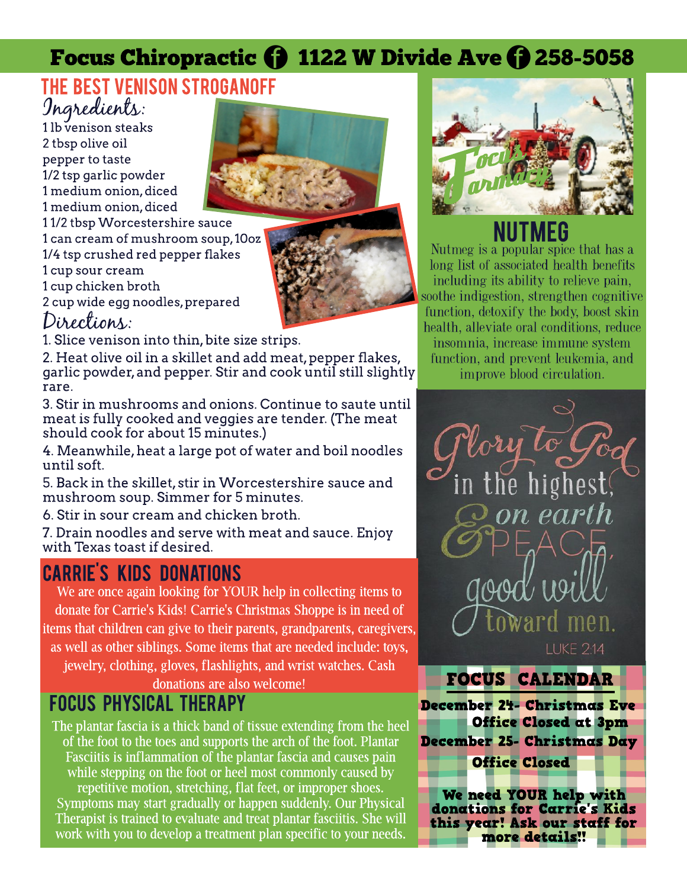# Focus Chiropractic 1122 W Divide Ave 258-5058

## THE BEST VENISON STROGANOFF

### Ingredients:

1 lb venison steaks
2 tbsp olive oil
pepper to taste
1/2 tsp garlic powder
1 medium onion, diced
1 medium onion, diced
1 1/2 tbsp Worcestershire sauce
1 can cream of mushroom soup, 10oz
1/4 tsp crushed red pepper flakes
1 cup sour cream
1 cup chicken broth
2 cup wide egg noodles, prepared

### Directions:

1. Slice venison into thin, bite size strips.
2. Heat olive oil in a skillet and add meat, pepper flakes, garlic powder, and pepper. Stir and cook until still slightly rare.
3. Stir in mushrooms and onions. Continue to saute until meat is fully cooked and veggies are tender. (The meat should cook for about 15 minutes.)
4. Meanwhile, heat a large pot of water and boil noodles until soft.
5. Back in the skillet, stir in Worcestershire sauce and mushroom soup. Simmer for 5 minutes.
6. Stir in sour cream and chicken broth.
7. Drain noodles and serve with meat and sauce. Enjoy with Texas toast if desired.

## CARRIE'S KIDS DONATIONS

We are once again looking for YOUR help in collecting items to donate for Carrie's Kids! Carrie's Christmas Shoppe is in need of items that children can give to their parents, grandparents, caregivers, as well as other siblings. Some items that are needed include: toys, jewelry, clothing, gloves, flashlights, and wrist watches. Cash donations are also welcome!

## FOCUS PHYSICAL THERAPY

The plantar fascia is a thick band of tissue extending from the heel of the foot to the toes and supports the arch of the foot. Plantar Fasciitis is inflammation of the plantar fascia and causes pain while stepping on the foot or heel most commonly caused by repetitive motion, stretching, flat feet, or improper shoes. Symptoms may start gradually or happen suddenly. Our Physical Therapist is trained to evaluate and treat plantar fasciitis. She will work with you to develop a treatment plan specific to your needs.

## Focus Farmacy

## NUTMEG

Nutmeg is a popular spice that has a long list of associated health benefits including its ability to relieve pain, soothe indigestion, strengthen cognitive function, detoxify the body, boost skin health, alleviate oral conditions, reduce insomnia, increase immune system function, and prevent leukemia, and improve blood circulation.

Glory to God in the highest, & on earth PEACE, good will toward men.
LUKE 2:14

## FOCUS CALENDAR

**December 24- Christmas Eve**
**Office Closed at 3pm**
**December 25- Christmas Day**
**Office Closed**

**We need YOUR help with donations for Carrie's Kids this year! Ask our staff for more details!!**